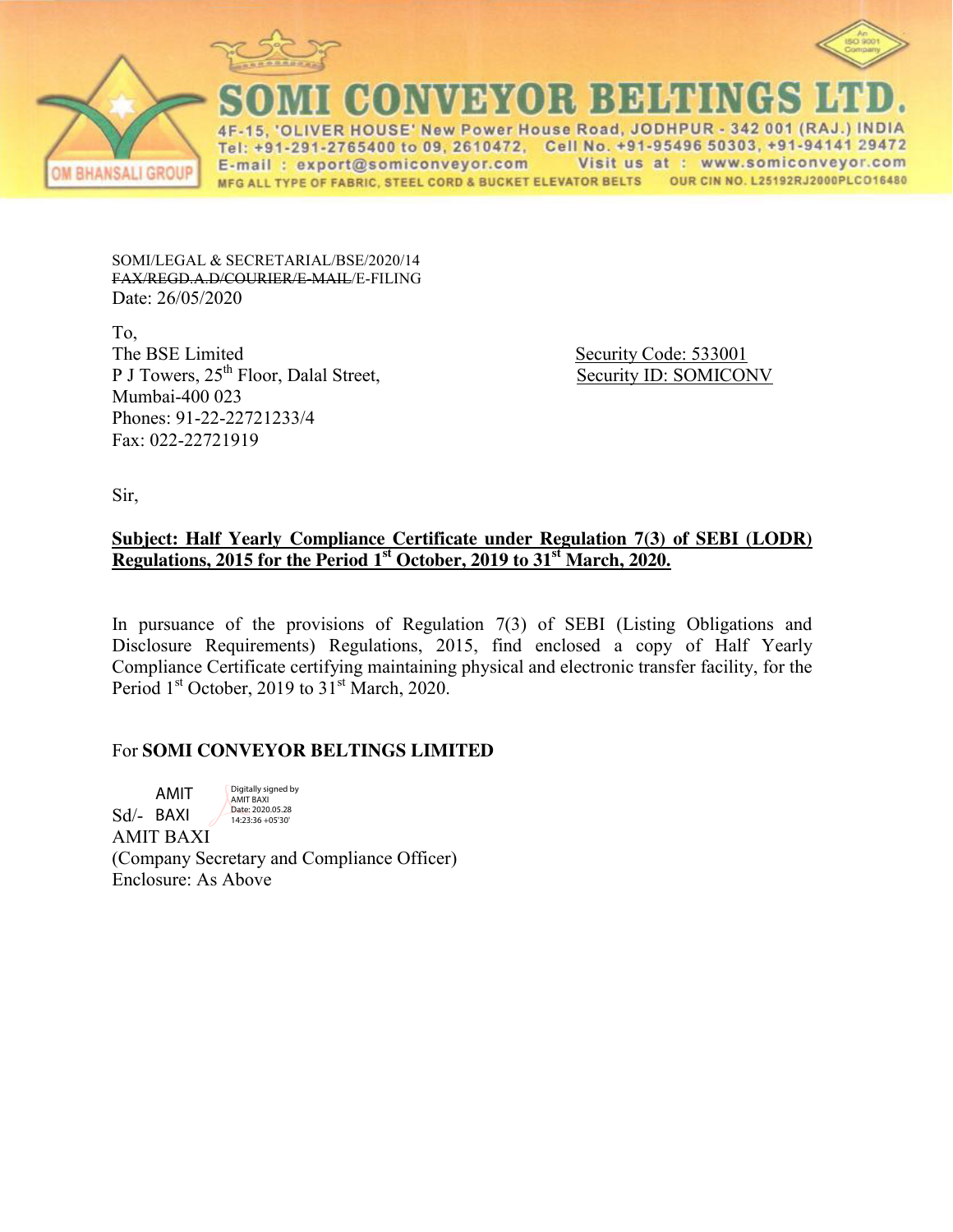# SOMI CONVEYOR BELTINGS LTD.

4F-15, 'OLIVER HOUSE' New Power House Road, JODHPUR - 342 001 (RAJ.) INDIA
Tel: +91-291-2765400 to 09, 2610472, Cell No. +91-95496 50303, +91-94141 29472
E-mail : export@somiconveyor.com Visit us at : www.somiconveyor.com
MFG ALL TYPE OF FABRIC, STEEL CORD & BUCKET ELEVATOR BELTS OUR CIN NO. L25192RJ2000PLC016480

OM BHANSALI GROUP

An ISO 9001 Company

SOMI/LEGAL & SECRETARIAL/BSE/2020/14
~~FAX/REGD.A.D/COURIER/E-MAIL~~/E-FILING
Date: 26/05/2020

To,
The BSE Limited
P J Towers, 25th Floor, Dalal Street,
Mumbai-400 023
Phones: 91-22-22721233/4
Fax: 022-22721919

Security Code: 533001
Security ID: SOMICONV

Sir,

**Subject: Half Yearly Compliance Certificate under Regulation 7(3) of SEBI (LODR) Regulations, 2015 for the Period 1st October, 2019 to 31st March, 2020.**

In pursuance of the provisions of Regulation 7(3) of SEBI (Listing Obligations and Disclosure Requirements) Regulations, 2015, find enclosed a copy of Half Yearly Compliance Certificate certifying maintaining physical and electronic transfer facility, for the Period 1st October, 2019 to 31st March, 2020.

For **SOMI CONVEYOR BELTINGS LIMITED**

Sd/- AMIT BAXI

Digitally signed by AMIT BAXI
Date: 2020.05.28 14:23:36 +05'30'

AMIT BAXI
(Company Secretary and Compliance Officer)
Enclosure: As Above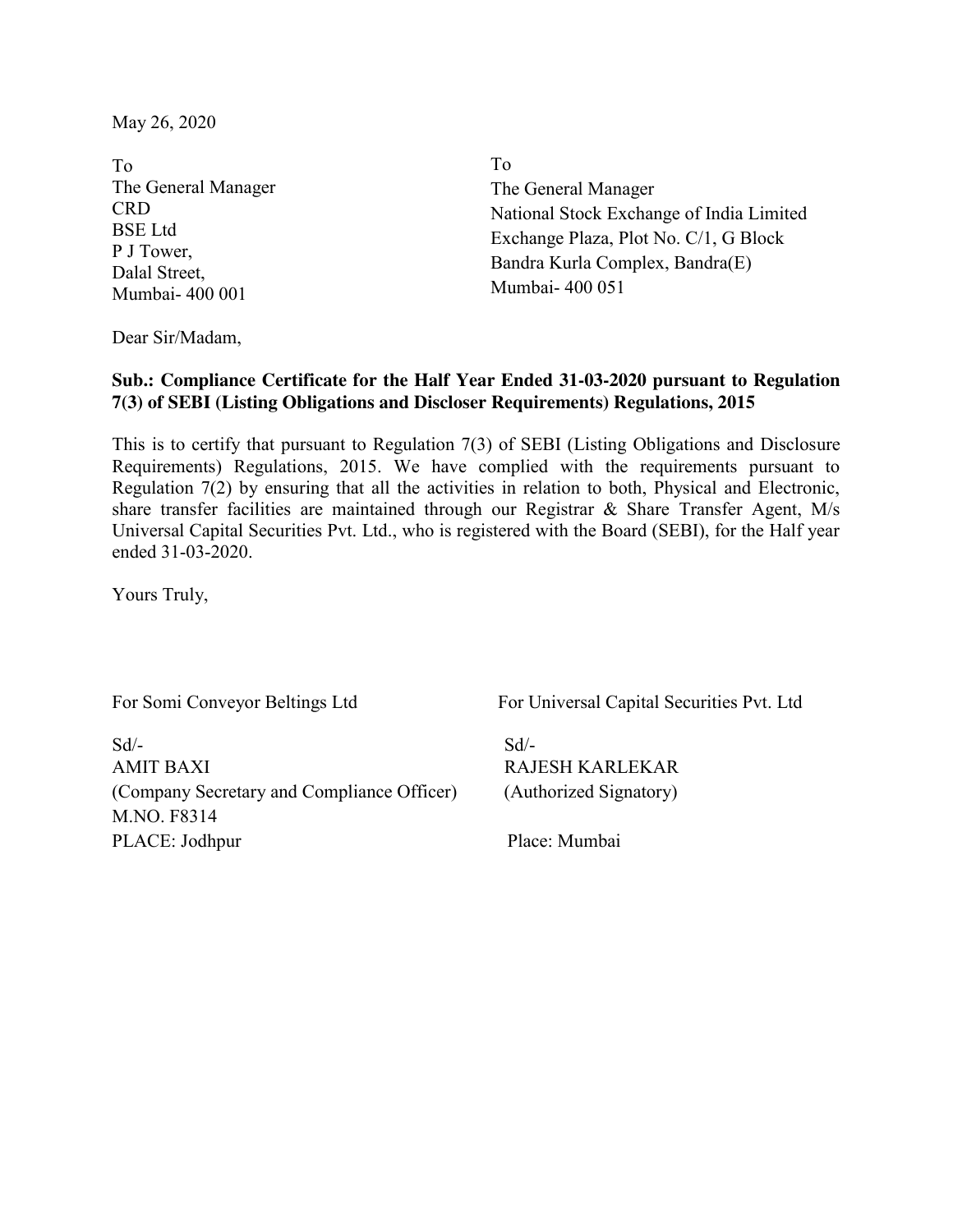May 26, 2020

To
The General Manager
CRD
BSE Ltd
P J Tower,
Dalal Street,
Mumbai- 400 001

To
The General Manager
National Stock Exchange of India Limited
Exchange Plaza, Plot No. C/1, G Block
Bandra Kurla Complex, Bandra(E)
Mumbai- 400 051

Dear Sir/Madam,

**Sub.: Compliance Certificate for the Half Year Ended 31-03-2020 pursuant to Regulation 7(3) of SEBI (Listing Obligations and Discloser Requirements) Regulations, 2015**

This is to certify that pursuant to Regulation 7(3) of SEBI (Listing Obligations and Disclosure Requirements) Regulations, 2015. We have complied with the requirements pursuant to Regulation 7(2) by ensuring that all the activities in relation to both, Physical and Electronic, share transfer facilities are maintained through our Registrar & Share Transfer Agent, M/s Universal Capital Securities Pvt. Ltd., who is registered with the Board (SEBI), for the Half year ended 31-03-2020.

Yours Truly,

For Somi Conveyor Beltings Ltd

Sd/-
AMIT BAXI
(Company Secretary and Compliance Officer)
M.NO. F8314
PLACE: Jodhpur

For Universal Capital Securities Pvt. Ltd

Sd/-
RAJESH KARLEKAR
(Authorized Signatory)

Place: Mumbai